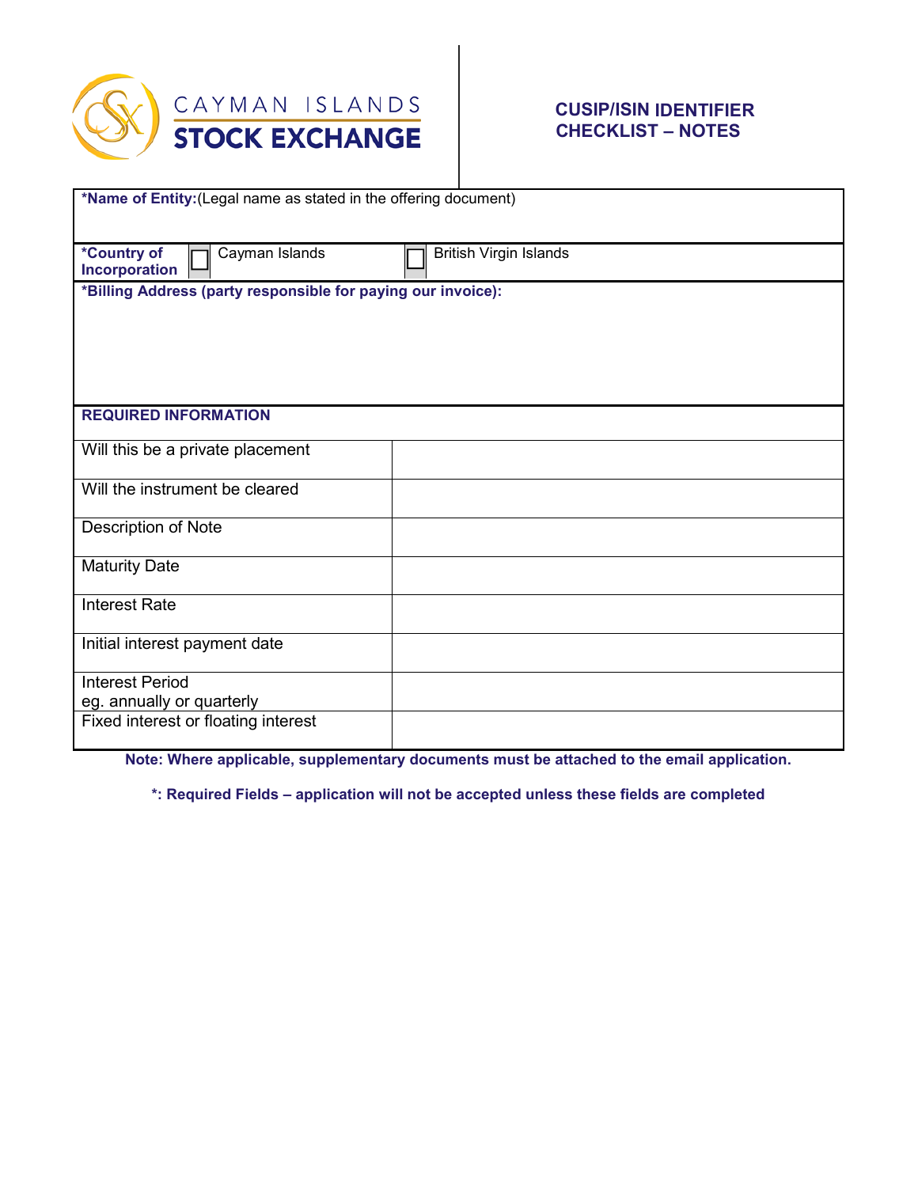CAYMAN ISLANDS
**STOCK EXCHANGE**

## CUSIP/ISIN IDENTIFIER CHECKLIST – NOTES

**\*Name of Entity:**(Legal name as stated in the offering document)

**\*Country of Incorporation** ☐ Cayman Islands ☐ British Virgin Islands

**\*Billing Address (party responsible for paying our invoice):**

| **REQUIRED INFORMATION** | |
|---|---|
| Will this be a private placement | |
| Will the instrument be cleared | |
| Description of Note | |
| Maturity Date | |
| Interest Rate | |
| Initial interest payment date | |
| Interest Period<br>eg. annually or quarterly | |
| Fixed interest or floating interest | |

**Note: Where applicable, supplementary documents must be attached to the email application.**

**\*: Required Fields – application will not be accepted unless these fields are completed**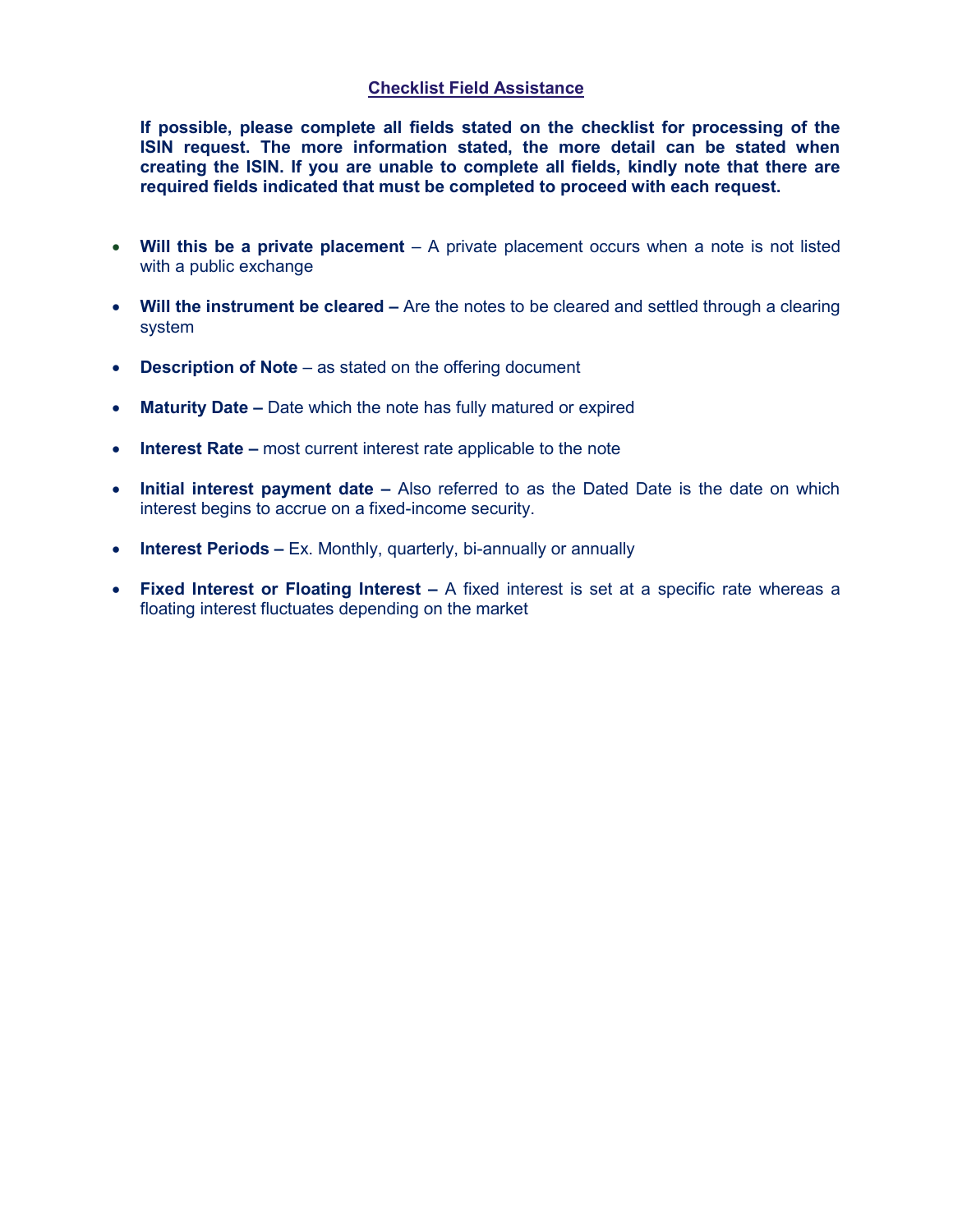## Checklist Field Assistance

**If possible, please complete all fields stated on the checklist for processing of the ISIN request. The more information stated, the more detail can be stated when creating the ISIN. If you are unable to complete all fields, kindly note that there are required fields indicated that must be completed to proceed with each request.**

- **Will this be a private placement** – A private placement occurs when a note is not listed with a public exchange
- **Will the instrument be cleared –** Are the notes to be cleared and settled through a clearing system
- **Description of Note** – as stated on the offering document
- **Maturity Date –** Date which the note has fully matured or expired
- **Interest Rate –** most current interest rate applicable to the note
- **Initial interest payment date –** Also referred to as the Dated Date is the date on which interest begins to accrue on a fixed-income security.
- **Interest Periods –** Ex. Monthly, quarterly, bi-annually or annually
- **Fixed Interest or Floating Interest –** A fixed interest is set at a specific rate whereas a floating interest fluctuates depending on the market